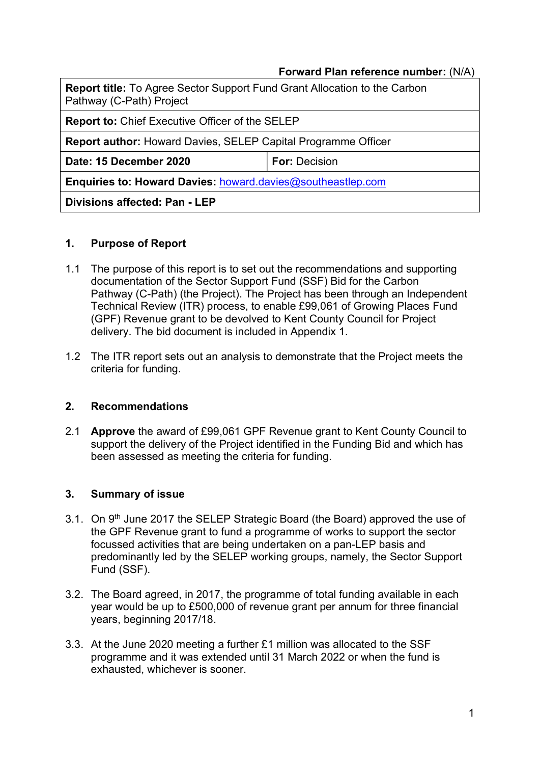**Forward Plan reference number:** (N/A)

| **Report title:** To Agree Sector Support Fund Grant Allocation to the Carbon Pathway (C-Path) Project | |
|---|---|
| **Report to:** Chief Executive Officer of the SELEP | |
| **Report author:** Howard Davies, SELEP Capital Programme Officer | |
| **Date: 15 December 2020** | **For:** Decision |
| **Enquiries to: Howard Davies:** howard.davies@southeastlep.com | |
| **Divisions affected: Pan - LEP** | |

## 1. Purpose of Report

1.1 The purpose of this report is to set out the recommendations and supporting documentation of the Sector Support Fund (SSF) Bid for the Carbon Pathway (C-Path) (the Project). The Project has been through an Independent Technical Review (ITR) process, to enable £99,061 of Growing Places Fund (GPF) Revenue grant to be devolved to Kent County Council for Project delivery. The bid document is included in Appendix 1.

1.2 The ITR report sets out an analysis to demonstrate that the Project meets the criteria for funding.

## 2. Recommendations

2.1 **Approve** the award of £99,061 GPF Revenue grant to Kent County Council to support the delivery of the Project identified in the Funding Bid and which has been assessed as meeting the criteria for funding.

## 3. Summary of issue

3.1. On 9th June 2017 the SELEP Strategic Board (the Board) approved the use of the GPF Revenue grant to fund a programme of works to support the sector focussed activities that are being undertaken on a pan-LEP basis and predominantly led by the SELEP working groups, namely, the Sector Support Fund (SSF).

3.2. The Board agreed, in 2017, the programme of total funding available in each year would be up to £500,000 of revenue grant per annum for three financial years, beginning 2017/18.

3.3. At the June 2020 meeting a further £1 million was allocated to the SSF programme and it was extended until 31 March 2022 or when the fund is exhausted, whichever is sooner.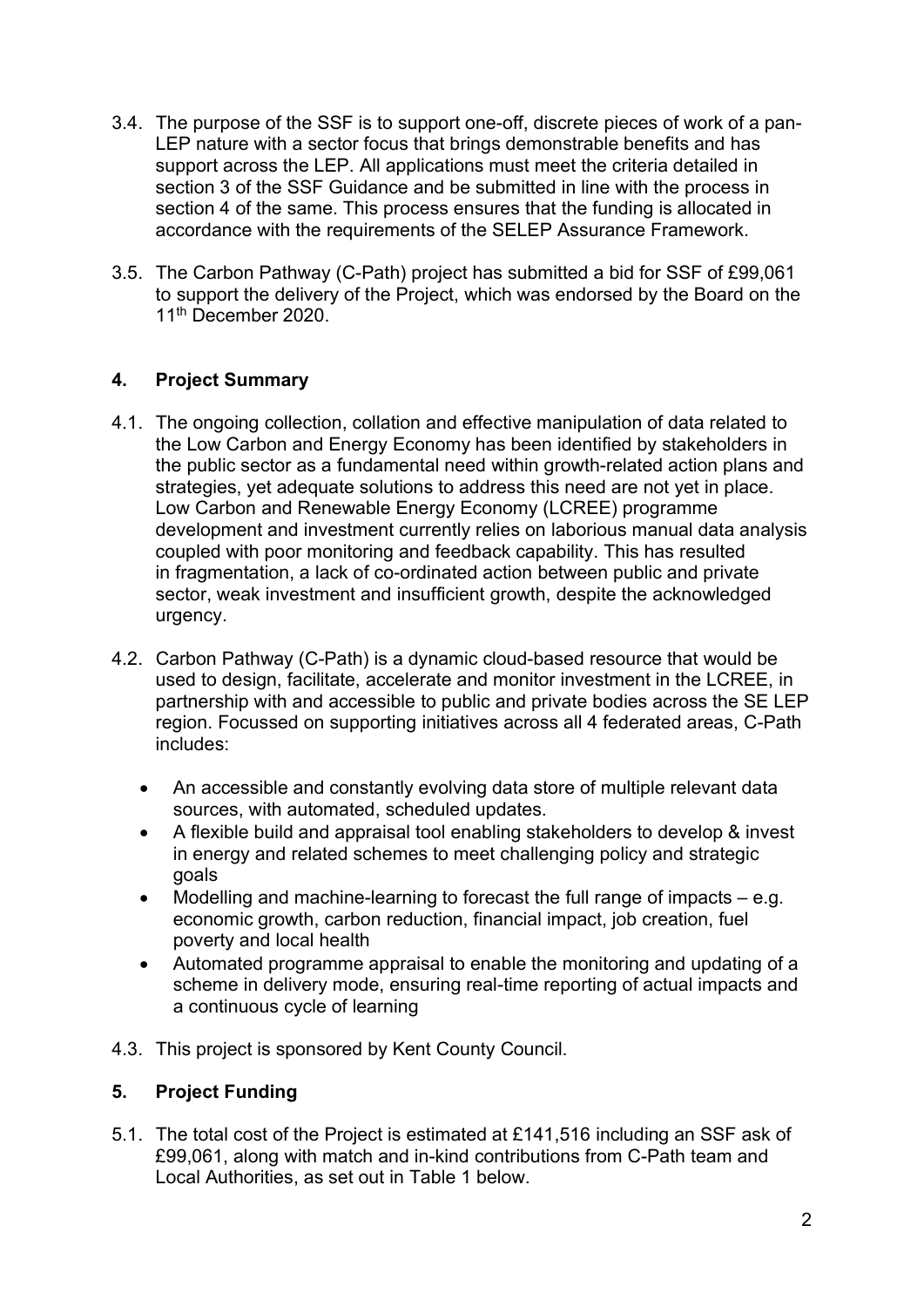3.4. The purpose of the SSF is to support one-off, discrete pieces of work of a pan-LEP nature with a sector focus that brings demonstrable benefits and has support across the LEP. All applications must meet the criteria detailed in section 3 of the SSF Guidance and be submitted in line with the process in section 4 of the same. This process ensures that the funding is allocated in accordance with the requirements of the SELEP Assurance Framework.

3.5. The Carbon Pathway (C-Path) project has submitted a bid for SSF of £99,061 to support the delivery of the Project, which was endorsed by the Board on the 11th December 2020.

## 4. Project Summary

4.1. The ongoing collection, collation and effective manipulation of data related to the Low Carbon and Energy Economy has been identified by stakeholders in the public sector as a fundamental need within growth-related action plans and strategies, yet adequate solutions to address this need are not yet in place. Low Carbon and Renewable Energy Economy (LCREE) programme development and investment currently relies on laborious manual data analysis coupled with poor monitoring and feedback capability. This has resulted in fragmentation, a lack of co-ordinated action between public and private sector, weak investment and insufficient growth, despite the acknowledged urgency.

4.2. Carbon Pathway (C-Path) is a dynamic cloud-based resource that would be used to design, facilitate, accelerate and monitor investment in the LCREE, in partnership with and accessible to public and private bodies across the SE LEP region. Focussed on supporting initiatives across all 4 federated areas, C-Path includes:

- An accessible and constantly evolving data store of multiple relevant data sources, with automated, scheduled updates.
- A flexible build and appraisal tool enabling stakeholders to develop & invest in energy and related schemes to meet challenging policy and strategic goals
- Modelling and machine-learning to forecast the full range of impacts – e.g. economic growth, carbon reduction, financial impact, job creation, fuel poverty and local health
- Automated programme appraisal to enable the monitoring and updating of a scheme in delivery mode, ensuring real-time reporting of actual impacts and a continuous cycle of learning

4.3. This project is sponsored by Kent County Council.

## 5. Project Funding

5.1. The total cost of the Project is estimated at £141,516 including an SSF ask of £99,061, along with match and in-kind contributions from C-Path team and Local Authorities, as set out in Table 1 below.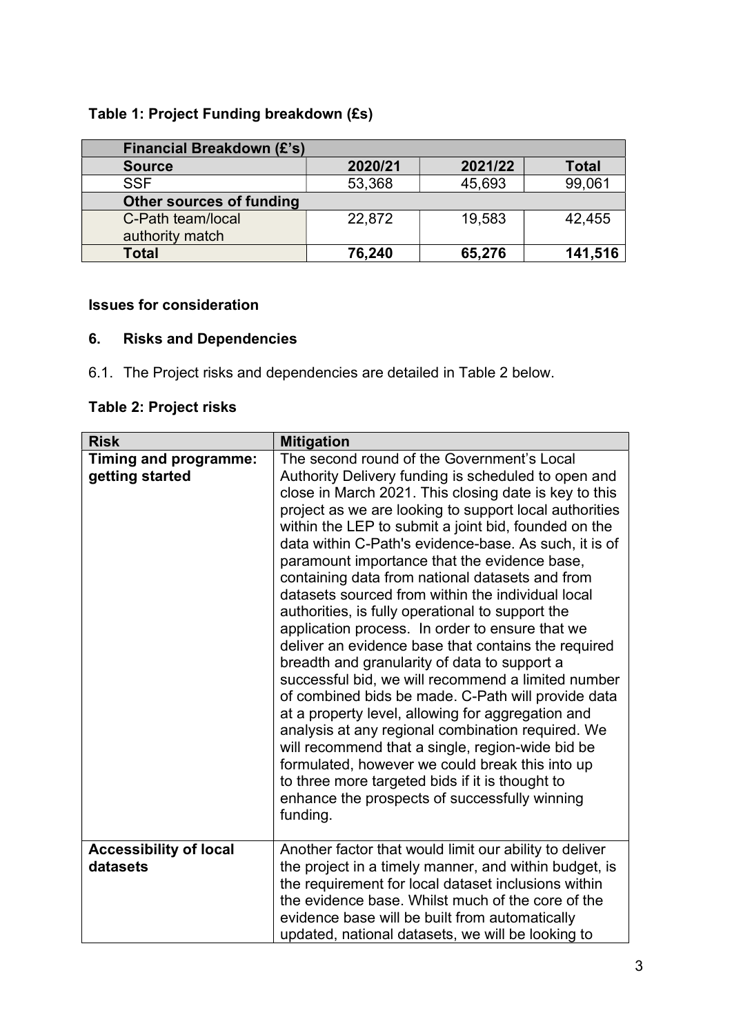**Table 1: Project Funding breakdown (£s)**

| Financial Breakdown (£'s) | | | |
|---|---|---|---|
| **Source** | **2020/21** | **2021/22** | **Total** |
| SSF | 53,368 | 45,693 | 99,061 |
| **Other sources of funding** | | | |
| C-Path team/local authority match | 22,872 | 19,583 | 42,455 |
| **Total** | **76,240** | **65,276** | **141,516** |

**Issues for consideration**

### 6. Risks and Dependencies

6.1. The Project risks and dependencies are detailed in Table 2 below.

**Table 2: Project risks**

| Risk | Mitigation |
|---|---|
| **Timing and programme: getting started** | The second round of the Government's Local Authority Delivery funding is scheduled to open and close in March 2021. This closing date is key to this project as we are looking to support local authorities within the LEP to submit a joint bid, founded on the data within C-Path's evidence-base. As such, it is of paramount importance that the evidence base, containing data from national datasets and from datasets sourced from within the individual local authorities, is fully operational to support the application process. In order to ensure that we deliver an evidence base that contains the required breadth and granularity of data to support a successful bid, we will recommend a limited number of combined bids be made. C-Path will provide data at a property level, allowing for aggregation and analysis at any regional combination required. We will recommend that a single, region-wide bid be formulated, however we could break this into up to three more targeted bids if it is thought to enhance the prospects of successfully winning funding. |
| **Accessibility of local datasets** | Another factor that would limit our ability to deliver the project in a timely manner, and within budget, is the requirement for local dataset inclusions within the evidence base. Whilst much of the core of the evidence base will be built from automatically updated, national datasets, we will be looking to |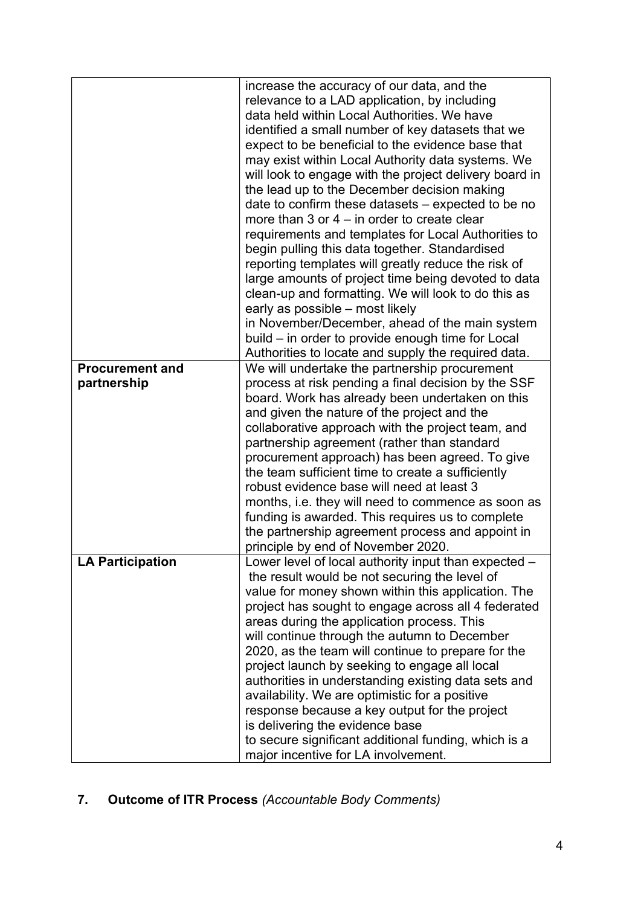| | |
|---|---|
| | increase the accuracy of our data, and the relevance to a LAD application, by including data held within Local Authorities. We have identified a small number of key datasets that we expect to be beneficial to the evidence base that may exist within Local Authority data systems. We will look to engage with the project delivery board in the lead up to the December decision making date to confirm these datasets – expected to be no more than 3 or 4 – in order to create clear requirements and templates for Local Authorities to begin pulling this data together. Standardised reporting templates will greatly reduce the risk of large amounts of project time being devoted to data clean-up and formatting. We will look to do this as early as possible – most likely in November/December, ahead of the main system build – in order to provide enough time for Local Authorities to locate and supply the required data. |
| **Procurement and partnership** | We will undertake the partnership procurement process at risk pending a final decision by the SSF board. Work has already been undertaken on this and given the nature of the project and the collaborative approach with the project team, and partnership agreement (rather than standard procurement approach) has been agreed. To give the team sufficient time to create a sufficiently robust evidence base will need at least 3 months, i.e. they will need to commence as soon as funding is awarded. This requires us to complete the partnership agreement process and appoint in principle by end of November 2020. |
| **LA Participation** | Lower level of local authority input than expected – the result would be not securing the level of value for money shown within this application. The project has sought to engage across all 4 federated areas during the application process. This will continue through the autumn to December 2020, as the team will continue to prepare for the project launch by seeking to engage all local authorities in understanding existing data sets and availability. We are optimistic for a positive response because a key output for the project is delivering the evidence base to secure significant additional funding, which is a major incentive for LA involvement. |

## 7. **Outcome of ITR Process** *(Accountable Body Comments)*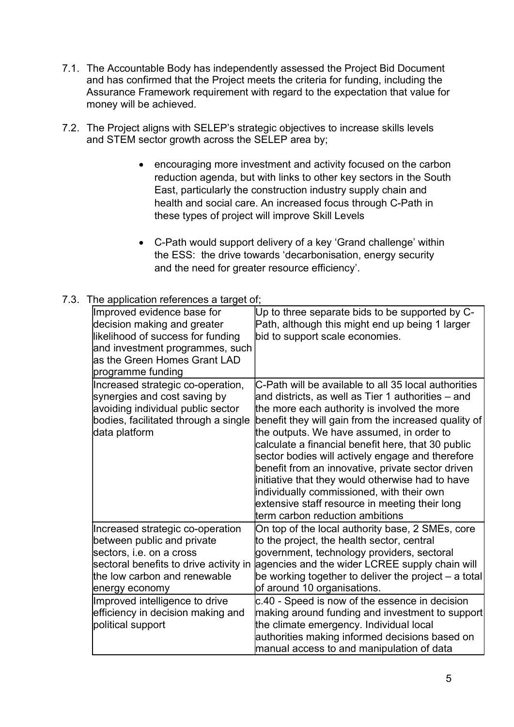7.1. The Accountable Body has independently assessed the Project Bid Document and has confirmed that the Project meets the criteria for funding, including the Assurance Framework requirement with regard to the expectation that value for money will be achieved.

7.2. The Project aligns with SELEP's strategic objectives to increase skills levels and STEM sector growth across the SELEP area by;

- encouraging more investment and activity focused on the carbon reduction agenda, but with links to other key sectors in the South East, particularly the construction industry supply chain and health and social care. An increased focus through C-Path in these types of project will improve Skill Levels

- C-Path would support delivery of a key 'Grand challenge' within the ESS: the drive towards 'decarbonisation, energy security and the need for greater resource efficiency'.

7.3. The application references a target of;

| | |
|---|---|
| Improved evidence base for decision making and greater likelihood of success for funding and investment programmes, such as the Green Homes Grant LAD programme funding | Up to three separate bids to be supported by C-Path, although this might end up being 1 larger bid to support scale economies. |
| Increased strategic co-operation, synergies and cost saving by avoiding individual public sector bodies, facilitated through a single data platform | C-Path will be available to all 35 local authorities and districts, as well as Tier 1 authorities – and the more each authority is involved the more benefit they will gain from the increased quality of the outputs. We have assumed, in order to calculate a financial benefit here, that 30 public sector bodies will actively engage and therefore benefit from an innovative, private sector driven initiative that they would otherwise had to have individually commissioned, with their own extensive staff resource in meeting their long term carbon reduction ambitions |
| Increased strategic co-operation between public and private sectors, i.e. on a cross sectoral benefits to drive activity in the low carbon and renewable energy economy | On top of the local authority base, 2 SMEs, core to the project, the health sector, central government, technology providers, sectoral agencies and the wider LCREE supply chain will be working together to deliver the project – a total of around 10 organisations. |
| Improved intelligence to drive efficiency in decision making and political support | c.40 - Speed is now of the essence in decision making around funding and investment to support the climate emergency. Individual local authorities making informed decisions based on manual access to and manipulation of data |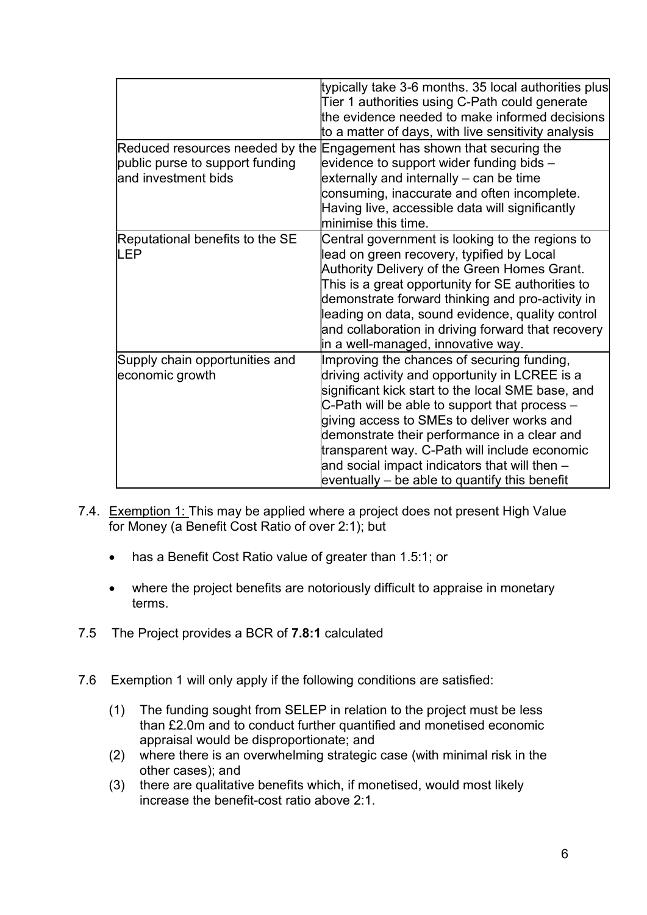| | |
|---|---|
| | typically take 3-6 months. 35 local authorities plus Tier 1 authorities using C-Path could generate the evidence needed to make informed decisions to a matter of days, with live sensitivity analysis |
| Reduced resources needed by the public purse to support funding and investment bids | Engagement has shown that securing the evidence to support wider funding bids – externally and internally – can be time consuming, inaccurate and often incomplete. Having live, accessible data will significantly minimise this time. |
| Reputational benefits to the SE LEP | Central government is looking to the regions to lead on green recovery, typified by Local Authority Delivery of the Green Homes Grant. This is a great opportunity for SE authorities to demonstrate forward thinking and pro-activity in leading on data, sound evidence, quality control and collaboration in driving forward that recovery in a well-managed, innovative way. |
| Supply chain opportunities and economic growth | Improving the chances of securing funding, driving activity and opportunity in LCREE is a significant kick start to the local SME base, and C-Path will be able to support that process – giving access to SMEs to deliver works and demonstrate their performance in a clear and transparent way. C-Path will include economic and social impact indicators that will then – eventually – be able to quantify this benefit |

7.4. Exemption 1: This may be applied where a project does not present High Value for Money (a Benefit Cost Ratio of over 2:1); but

- has a Benefit Cost Ratio value of greater than 1.5:1; or
- where the project benefits are notoriously difficult to appraise in monetary terms.

7.5 The Project provides a BCR of **7.8:1** calculated

7.6 Exemption 1 will only apply if the following conditions are satisfied:

(1) The funding sought from SELEP in relation to the project must be less than £2.0m and to conduct further quantified and monetised economic appraisal would be disproportionate; and
(2) where there is an overwhelming strategic case (with minimal risk in the other cases); and
(3) there are qualitative benefits which, if monetised, would most likely increase the benefit-cost ratio above 2:1.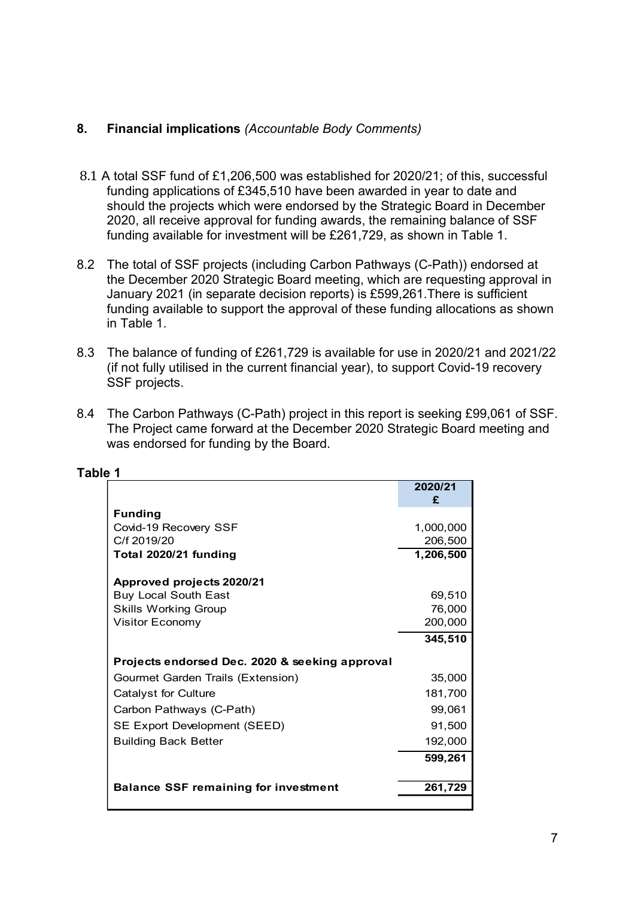## 8. **Financial implications** *(Accountable Body Comments)*

8.1 A total SSF fund of £1,206,500 was established for 2020/21; of this, successful funding applications of £345,510 have been awarded in year to date and should the projects which were endorsed by the Strategic Board in December 2020, all receive approval for funding awards, the remaining balance of SSF funding available for investment will be £261,729, as shown in Table 1.

8.2 The total of SSF projects (including Carbon Pathways (C-Path)) endorsed at the December 2020 Strategic Board meeting, which are requesting approval in January 2021 (in separate decision reports) is £599,261.There is sufficient funding available to support the approval of these funding allocations as shown in Table 1.

8.3 The balance of funding of £261,729 is available for use in 2020/21 and 2021/22 (if not fully utilised in the current financial year), to support Covid-19 recovery SSF projects.

8.4 The Carbon Pathways (C-Path) project in this report is seeking £99,061 of SSF. The Project came forward at the December 2020 Strategic Board meeting and was endorsed for funding by the Board.

**Table 1**

| | 2020/21 £ |
|---|---|
| **Funding** | |
| Covid-19 Recovery SSF | 1,000,000 |
| C/f 2019/20 | 206,500 |
| **Total 2020/21 funding** | **1,206,500** |
| | |
| **Approved projects 2020/21** | |
| Buy Local South East | 69,510 |
| Skills Working Group | 76,000 |
| Visitor Economy | 200,000 |
| | **345,510** |
| | |
| **Projects endorsed Dec. 2020 & seeking approval** | |
| Gourmet Garden Trails (Extension) | 35,000 |
| Catalyst for Culture | 181,700 |
| Carbon Pathways (C-Path) | 99,061 |
| SE Export Development (SEED) | 91,500 |
| Building Back Better | 192,000 |
| | **599,261** |
| | |
| **Balance SSF remaining for investment** | **261,729** |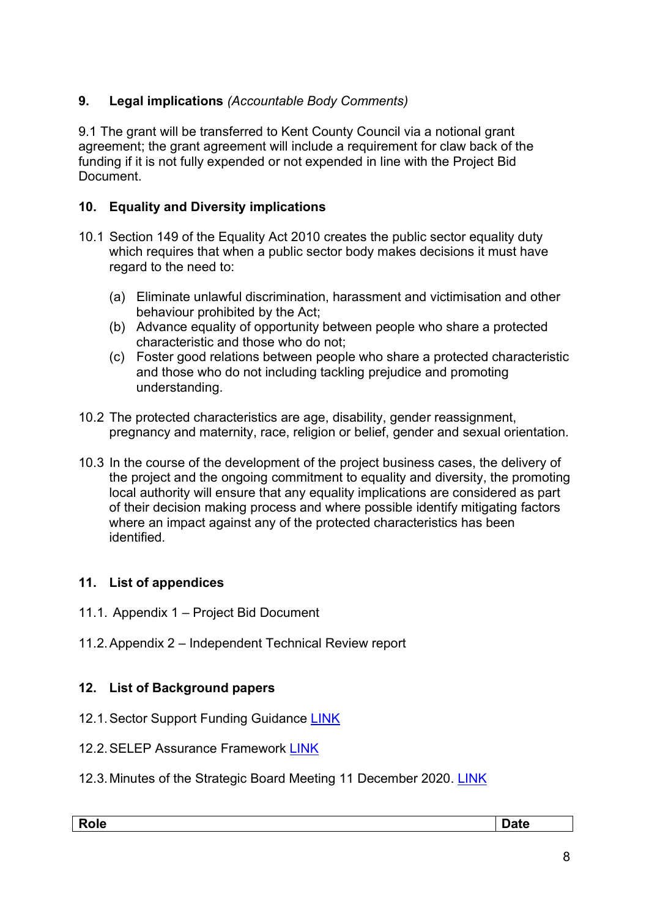## 9. Legal implications *(Accountable Body Comments)*

9.1 The grant will be transferred to Kent County Council via a notional grant agreement; the grant agreement will include a requirement for claw back of the funding if it is not fully expended or not expended in line with the Project Bid Document.

## 10. Equality and Diversity implications

10.1 Section 149 of the Equality Act 2010 creates the public sector equality duty which requires that when a public sector body makes decisions it must have regard to the need to:

- (a) Eliminate unlawful discrimination, harassment and victimisation and other behaviour prohibited by the Act;
- (b) Advance equality of opportunity between people who share a protected characteristic and those who do not;
- (c) Foster good relations between people who share a protected characteristic and those who do not including tackling prejudice and promoting understanding.

10.2 The protected characteristics are age, disability, gender reassignment, pregnancy and maternity, race, religion or belief, gender and sexual orientation.

10.3 In the course of the development of the project business cases, the delivery of the project and the ongoing commitment to equality and diversity, the promoting local authority will ensure that any equality implications are considered as part of their decision making process and where possible identify mitigating factors where an impact against any of the protected characteristics has been identified.

## 11. List of appendices

11.1. Appendix 1 – Project Bid Document

11.2. Appendix 2 – Independent Technical Review report

## 12. List of Background papers

12.1. Sector Support Funding Guidance [LINK]

12.2. SELEP Assurance Framework [LINK]

12.3. Minutes of the Strategic Board Meeting 11 December 2020. [LINK]

| Role | Date |
| --- | --- |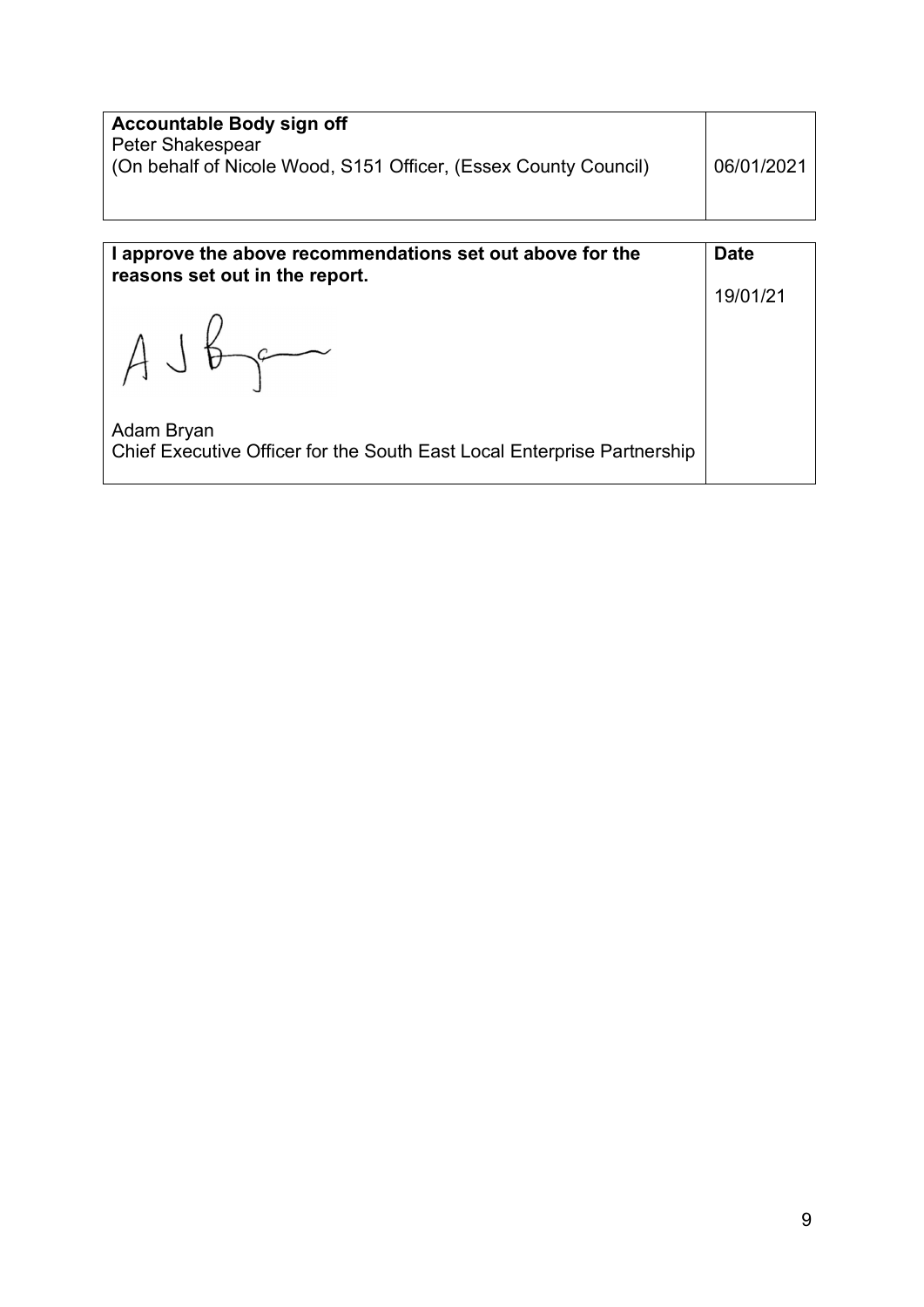| | |
|---|---|
| **Accountable Body sign off**<br>Peter Shakespear<br>(On behalf of Nicole Wood, S151 Officer, (Essex County Council) | 06/01/2021 |

| | |
|---|---|
| **I approve the above recommendations set out above for the reasons set out in the report.**<br><br>Adam Bryan<br>Chief Executive Officer for the South East Local Enterprise Partnership | **Date**<br><br>19/01/21 |